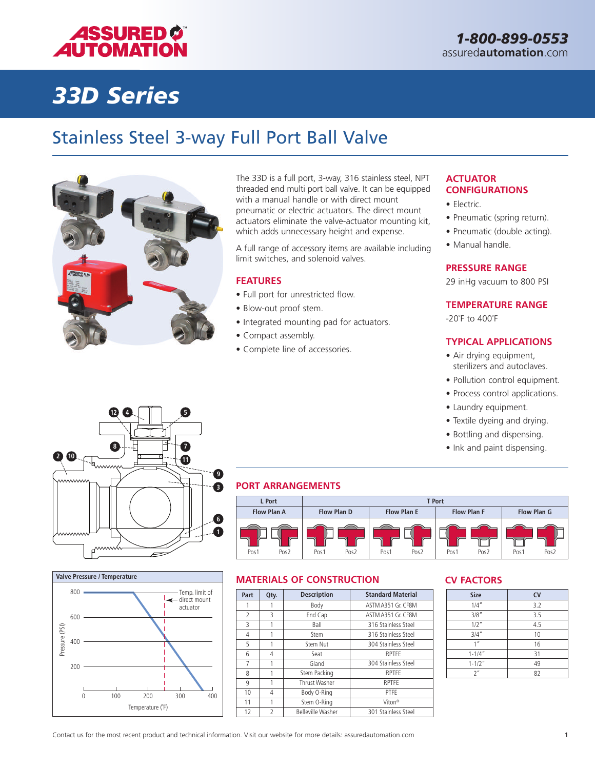# ASSURED AUTOMATION

**1-800-899-0553**
assured**automation**.com

# 33D Series

## Stainless Steel 3-way Full Port Ball Valve

The 33D is a full port, 3-way, 316 stainless steel, NPT threaded end multi port ball valve. It can be equipped with a manual handle or with direct mount pneumatic or electric actuators. The direct mount actuators eliminate the valve-actuator mounting kit, which adds unnecessary height and expense.

A full range of accessory items are available including limit switches, and solenoid valves.

### FEATURES

- Full port for unrestricted flow.
- Blow-out proof stem.
- Integrated mounting pad for actuators.
- Compact assembly.
- Complete line of accessories.

### ACTUATOR CONFIGURATIONS

- Electric.
- Pneumatic (spring return).
- Pneumatic (double acting).
- Manual handle.

### PRESSURE RANGE

29 inHg vacuum to 800 PSI

### TEMPERATURE RANGE

-20˚F to 400˚F

### TYPICAL APPLICATIONS

- Air drying equipment, sterilizers and autoclaves.
- Pollution control equipment.
- Process control applications.
- Laundry equipment.
- Textile dyeing and drying.
- Bottling and dispensing.
- Ink and paint dispensing.

### PORT ARRANGEMENTS

| L Port | | T Port | | | | | | | |
|---|---|---|---|---|---|---|---|---|---|
| Flow Plan A | | Flow Plan D | | Flow Plan E | | Flow Plan F | | Flow Plan G | |
| Pos1 | Pos2 | Pos1 | Pos2 | Pos1 | Pos2 | Pos1 | Pos2 | Pos1 | Pos2 |

**Valve Pressure / Temperature**

Pressure (PSI) vs. Temperature (˚F); Temp. limit of direct mount actuator

### MATERIALS OF CONSTRUCTION

| Part | Qty. | Description | Standard Material |
|---|---|---|---|
| 1 | 1 | Body | ASTM A351 Gr. CF8M |
| 2 | 3 | End Cap | ASTM A351 Gr. CF8M |
| 3 | 1 | Ball | 316 Stainless Steel |
| 4 | 1 | Stem | 316 Stainless Steel |
| 5 | 1 | Stem Nut | 304 Stainless Steel |
| 6 | 4 | Seat | RPTFE |
| 7 | 1 | Gland | 304 Stainless Steel |
| 8 | 1 | Stem Packing | RPTFE |
| 9 | 1 | Thrust Washer | RPTFE |
| 10 | 4 | Body O-Ring | PTFE |
| 11 | 1 | Stem O-Ring | Viton® |
| 12 | 2 | Belleville Washer | 301 Stainless Steel |

### CV FACTORS

| Size | CV |
|---|---|
| 1/4" | 3.2 |
| 3/8" | 3.5 |
| 1/2" | 4.5 |
| 3/4" | 10 |
| 1" | 16 |
| 1-1/4" | 31 |
| 1-1/2" | 49 |
| 2" | 82 |

Contact us for the most recent product and technical information. Visit our website for more details: assuredautomation.com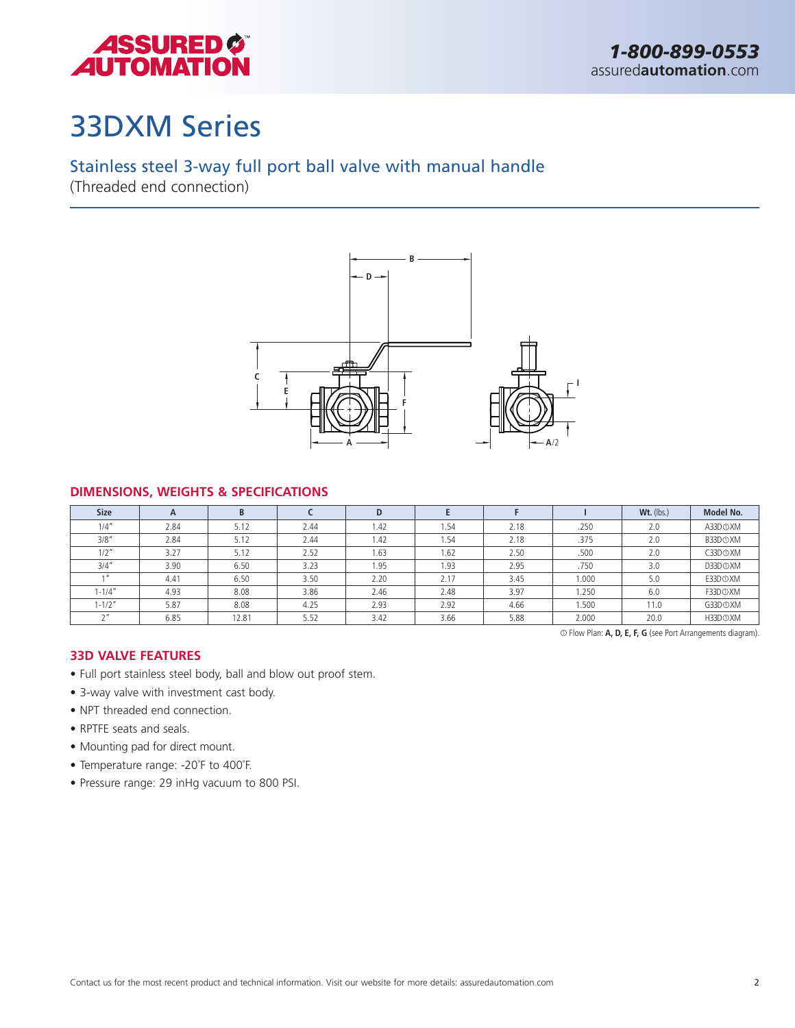# 33DXM Series

## Stainless steel 3-way full port ball valve with manual handle

(Threaded end connection)

### DIMENSIONS, WEIGHTS & SPECIFICATIONS

| Size | A | B | C | D | E | F | I | Wt. (lbs.) | Model No. |
|---|---|---|---|---|---|---|---|---|---|
| 1/4" | 2.84 | 5.12 | 2.44 | 1.42 | 1.54 | 2.18 | .250 | 2.0 | A33D①XM |
| 3/8" | 2.84 | 5.12 | 2.44 | 1.42 | 1.54 | 2.18 | .375 | 2.0 | B33D①XM |
| 1/2" | 3.27 | 5.12 | 2.52 | 1.63 | 1.62 | 2.50 | .500 | 2.0 | C33D①XM |
| 3/4" | 3.90 | 6.50 | 3.23 | 1.95 | 1.93 | 2.95 | .750 | 3.0 | D33D①XM |
| 1" | 4.41 | 6.50 | 3.50 | 2.20 | 2.17 | 3.45 | 1.000 | 5.0 | E33D①XM |
| 1-1/4" | 4.93 | 8.08 | 3.86 | 2.46 | 2.48 | 3.97 | 1.250 | 6.0 | F33D①XM |
| 1-1/2" | 5.87 | 8.08 | 4.25 | 2.93 | 2.92 | 4.66 | 1.500 | 11.0 | G33D①XM |
| 2" | 6.85 | 12.81 | 5.52 | 3.42 | 3.66 | 5.88 | 2.000 | 20.0 | H33D①XM |

① Flow Plan: **A, D, E, F, G** (see Port Arrangements diagram).

### 33D VALVE FEATURES

- Full port stainless steel body, ball and blow out proof stem.
- 3-way valve with investment cast body.
- NPT threaded end connection.
- RPTFE seats and seals.
- Mounting pad for direct mount.
- Temperature range: -20°F to 400°F.
- Pressure range: 29 inHg vacuum to 800 PSI.

Contact us for the most recent product and technical information. Visit our website for more details: assuredautomation.com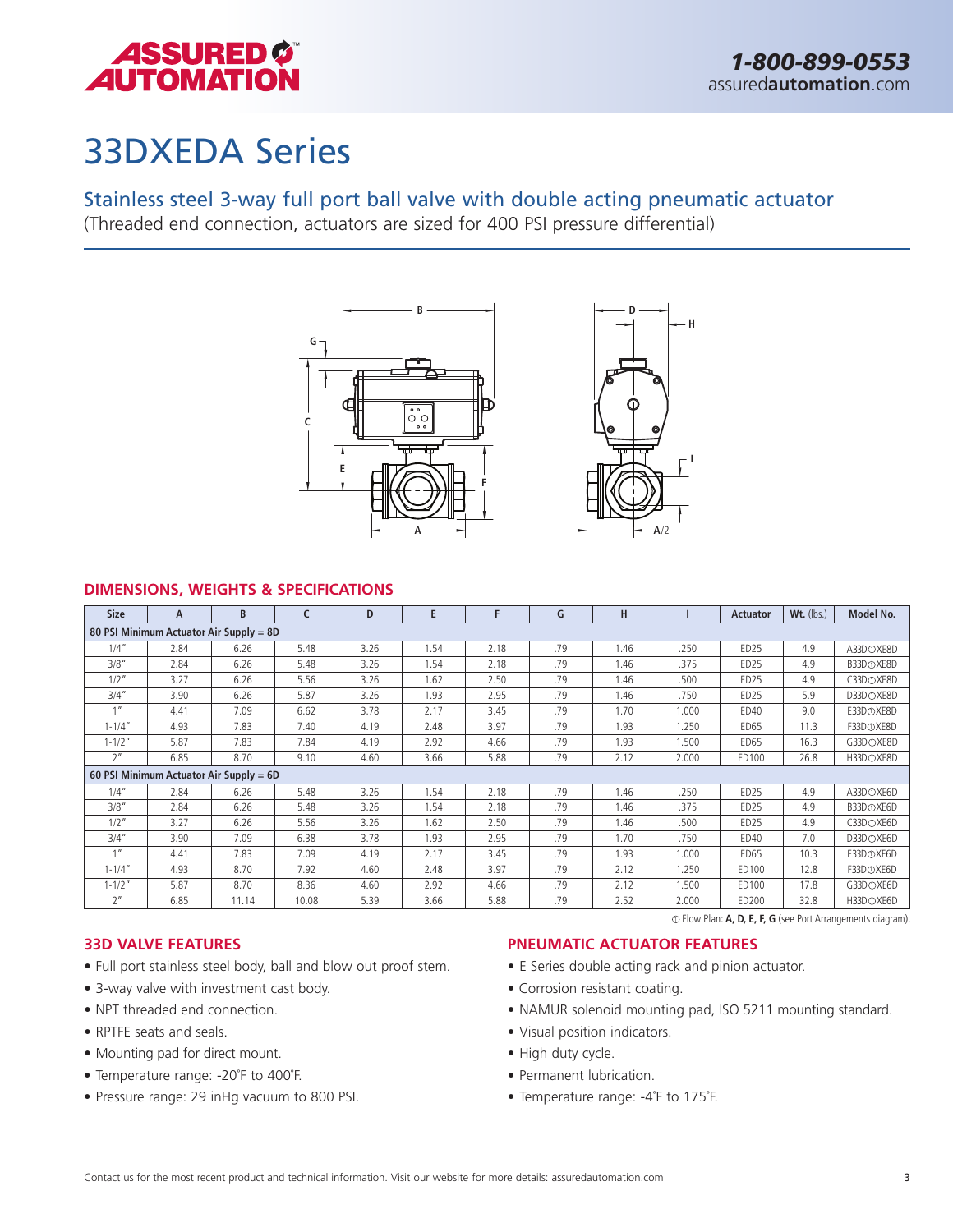# 33DXEDA Series

## Stainless steel 3-way full port ball valve with double acting pneumatic actuator

(Threaded end connection, actuators are sized for 400 PSI pressure differential)

### DIMENSIONS, WEIGHTS & SPECIFICATIONS

| Size | A | B | C | D | E | F | G | H | I | Actuator | Wt. (lbs.) | Model No. |
|---|---|---|---|---|---|---|---|---|---|---|---|---|
| 80 PSI Minimum Actuator Air Supply = 8D | | | | | | | | | | | | |
| 1/4″ | 2.84 | 6.26 | 5.48 | 3.26 | 1.54 | 2.18 | .79 | 1.46 | .250 | ED25 | 4.9 | A33D①XE8D |
| 3/8″ | 2.84 | 6.26 | 5.48 | 3.26 | 1.54 | 2.18 | .79 | 1.46 | .375 | ED25 | 4.9 | B33D①XE8D |
| 1/2″ | 3.27 | 6.26 | 5.56 | 3.26 | 1.62 | 2.50 | .79 | 1.46 | .500 | ED25 | 4.9 | C33D①XE8D |
| 3/4″ | 3.90 | 6.26 | 5.87 | 3.26 | 1.93 | 2.95 | .79 | 1.46 | .750 | ED25 | 5.9 | D33D①XE8D |
| 1″ | 4.41 | 7.09 | 6.62 | 3.78 | 2.17 | 3.45 | .79 | 1.70 | 1.000 | ED40 | 9.0 | E33D①XE8D |
| 1-1/4″ | 4.93 | 7.83 | 7.40 | 4.19 | 2.48 | 3.97 | .79 | 1.93 | 1.250 | ED65 | 11.3 | F33D①XE8D |
| 1-1/2″ | 5.87 | 7.83 | 7.84 | 4.19 | 2.92 | 4.66 | .79 | 1.93 | 1.500 | ED65 | 16.3 | G33D①XE8D |
| 2″ | 6.85 | 8.70 | 9.10 | 4.60 | 3.66 | 5.88 | .79 | 2.12 | 2.000 | ED100 | 26.8 | H33D①XE8D |
| 60 PSI Minimum Actuator Air Supply = 6D | | | | | | | | | | | | |
| 1/4″ | 2.84 | 6.26 | 5.48 | 3.26 | 1.54 | 2.18 | .79 | 1.46 | .250 | ED25 | 4.9 | A33D①XE6D |
| 3/8″ | 2.84 | 6.26 | 5.48 | 3.26 | 1.54 | 2.18 | .79 | 1.46 | .375 | ED25 | 4.9 | B33D①XE6D |
| 1/2″ | 3.27 | 6.26 | 5.56 | 3.26 | 1.62 | 2.50 | .79 | 1.46 | .500 | ED25 | 4.9 | C33D①XE6D |
| 3/4″ | 3.90 | 7.09 | 6.38 | 3.78 | 1.93 | 2.95 | .79 | 1.70 | .750 | ED40 | 7.0 | D33D①XE6D |
| 1″ | 4.41 | 7.83 | 7.09 | 4.19 | 2.17 | 3.45 | .79 | 1.93 | 1.000 | ED65 | 10.3 | E33D①XE6D |
| 1-1/4″ | 4.93 | 8.70 | 7.92 | 4.60 | 2.48 | 3.97 | .79 | 2.12 | 1.250 | ED100 | 12.8 | F33D①XE6D |
| 1-1/2″ | 5.87 | 8.70 | 8.36 | 4.60 | 2.92 | 4.66 | .79 | 2.12 | 1.500 | ED100 | 17.8 | G33D①XE6D |
| 2″ | 6.85 | 11.14 | 10.08 | 5.39 | 3.66 | 5.88 | .79 | 2.52 | 2.000 | ED200 | 32.8 | H33D①XE6D |

① Flow Plan: **A, D, E, F, G** (see Port Arrangements diagram).

### 33D VALVE FEATURES

- Full port stainless steel body, ball and blow out proof stem.
- 3-way valve with investment cast body.
- NPT threaded end connection.
- RPTFE seats and seals.
- Mounting pad for direct mount.
- Temperature range: -20˚F to 400˚F.
- Pressure range: 29 inHg vacuum to 800 PSI.

### PNEUMATIC ACTUATOR FEATURES

- E Series double acting rack and pinion actuator.
- Corrosion resistant coating.
- NAMUR solenoid mounting pad, ISO 5211 mounting standard.
- Visual position indicators.
- High duty cycle.
- Permanent lubrication.
- Temperature range: -4˚F to 175˚F.

Contact us for the most recent product and technical information. Visit our website for more details: assuredautomation.com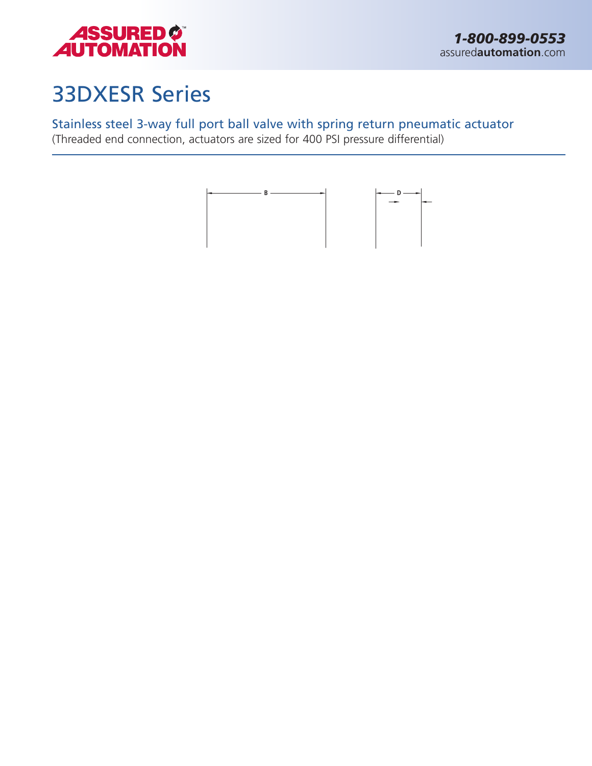# 33DXESR Series

## Stainless steel 3-way full port ball valve with spring return pneumatic actuator

(Threaded end connection, actuators are sized for 400 PSI pressure differential)

B

D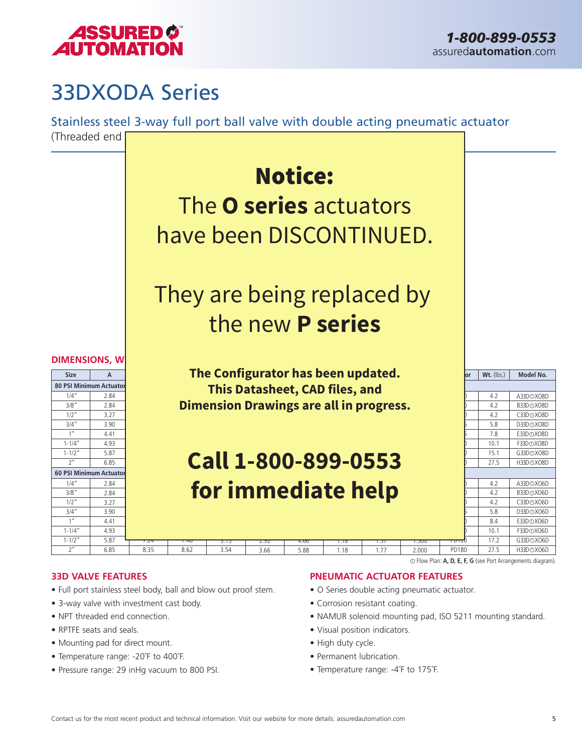# 33DXODA Series

## Stainless steel 3-way full port ball valve with double acting pneumatic actuator

(Threaded end

**Notice:**

The **O series** actuators have been DISCONTINUED.

They are being replaced by the new **P series**

**The Configurator has been updated. This Datasheet, CAD files, and Dimension Drawings are all in progress.**

**Call 1-800-899-0553 for immediate help**

### DIMENSIONS, W

| Size | A | | | | | | | | or | Wt. (lbs.) | Model No. |
|---|---|---|---|---|---|---|---|---|---|---|---|
| **80 PSI Minimum Actuator** | | | | | | | | | | | |
| 1/4″ | 2.84 | | | | | | | | | 4.2 | A33D①XO8D |
| 3/8″ | 2.84 | | | | | | | | | 4.2 | B33D①XO8D |
| 1/2″ | 3.27 | | | | | | | | | 4.2 | C33D①XO8D |
| 3/4″ | 3.90 | | | | | | | | | 5.8 | D33D①XO8D |
| 1″ | 4.41 | | | | | | | | | 7.8 | E33D①XO8D |
| 1-1/4″ | 4.93 | | | | | | | | | 10.1 | F33D①XO8D |
| 1-1/2″ | 5.87 | | | | | | | | | 15.1 | G33D①XO8D |
| 2″ | 6.85 | | | | | | | | | 27.5 | H33D①XO8D |
| **60 PSI Minimum Actuator** | | | | | | | | | | | |
| 1/4″ | 2.84 | | | | | | | | | 4.2 | A33D①XO6D |
| 3/8″ | 2.84 | | | | | | | | | 4.2 | B33D①XO6D |
| 1/2″ | 3.27 | | | | | | | | | 4.2 | C33D①XO6D |
| 3/4″ | 3.90 | | | | | | | | | 5.8 | D33D①XO6D |
| 1″ | 4.41 | | | | | | | | | 8.4 | E33D①XO6D |
| 1-1/4″ | 4.93 | | | | | | | | | 10.1 | F33D①XO6D |
| 1-1/2″ | 5.87 | 7.24 | 7.48 | 3.13 | 2.92 | 4.66 | 1.18 | 1.57 | 1.500 | PD120 | 17.2 | G33D①XO6D |
| 2″ | 6.85 | 8.35 | 8.62 | 3.54 | 3.66 | 5.88 | 1.18 | 1.77 | 2.000 | PD180 | 27.5 | H33D①XO6D |

① Flow Plan: **A, D, E, F, G** (see Port Arrangements diagram).

### 33D VALVE FEATURES

- Full port stainless steel body, ball and blow out proof stem.
- 3-way valve with investment cast body.
- NPT threaded end connection.
- RPTFE seats and seals.
- Mounting pad for direct mount.
- Temperature range: -20°F to 400°F.
- Pressure range: 29 inHg vacuum to 800 PSI.

### PNEUMATIC ACTUATOR FEATURES

- O Series double acting pneumatic actuator.
- Corrosion resistant coating.
- NAMUR solenoid mounting pad, ISO 5211 mounting standard.
- Visual position indicators.
- High duty cycle.
- Permanent lubrication.
- Temperature range: -4°F to 175°F.

Contact us for the most recent product and technical information. Visit our website for more details: assuredautomation.com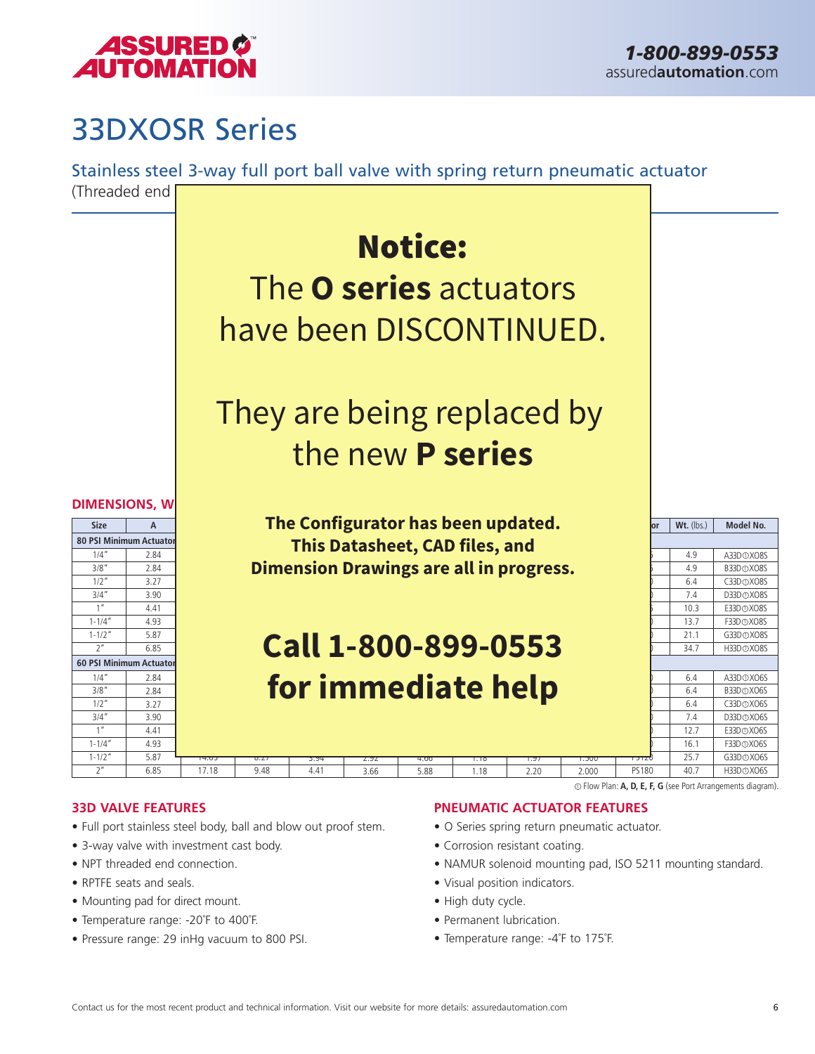# 33DXOSR Series

## Stainless steel 3-way full port ball valve with spring return pneumatic actuator

(Threaded end

**Notice:**

The **O series** actuators have been DISCONTINUED.

They are being replaced by the new **P series**

**The Configurator has been updated. This Datasheet, CAD files, and Dimension Drawings are all in progress.**

**Call 1-800-899-0553 for immediate help**

### DIMENSIONS, W

| Size | A | | | | | | | | or | Wt. (lbs.) | Model No. |
|---|---|---|---|---|---|---|---|---|---|---|---|
| **80 PSI Minimum Actuator** | | | | | | | | | | | |
| 1/4″ | 2.84 | | | | | | | | | 4.9 | A33D①XO8S |
| 3/8″ | 2.84 | | | | | | | | | 4.9 | B33D①XO8S |
| 1/2″ | 3.27 | | | | | | | | | 6.4 | C33D①XO8S |
| 3/4″ | 3.90 | | | | | | | | | 7.4 | D33D①XO8S |
| 1″ | 4.41 | | | | | | | | | 10.3 | E33D①XO8S |
| 1-1/4″ | 4.93 | | | | | | | | | 13.7 | F33D①XO8S |
| 1-1/2″ | 5.87 | | | | | | | | | 21.1 | G33D①XO8S |
| 2″ | 6.85 | | | | | | | | | 34.7 | H33D①XO8S |
| **60 PSI Minimum Actuator** | | | | | | | | | | | |
| 1/4″ | 2.84 | | | | | | | | | 6.4 | A33D①XO6S |
| 3/8″ | 2.84 | | | | | | | | | 6.4 | B33D①XO6S |
| 1/2″ | 3.27 | | | | | | | | | 6.4 | C33D①XO6S |
| 3/4″ | 3.90 | | | | | | | | | 7.4 | D33D①XO6S |
| 1″ | 4.41 | | | | | | | | | 12.7 | E33D①XO6S |
| 1-1/4″ | 4.93 | | | | | | | | | 16.1 | F33D①XO6S |
| 1-1/2″ | 5.87 | 14.65 | 8.27 | 3.94 | 2.92 | 4.66 | 1.18 | 1.97 | 1.500 | PS120 | 25.7 | G33D①XO6S |
| 2″ | 6.85 | 17.18 | 9.48 | 4.41 | 3.66 | 5.88 | 1.18 | 2.20 | 2.000 | PS180 | 40.7 | H33D①XO6S |

① Flow Plan: **A, D, E, F, G** (see Port Arrangements diagram).

### 33D VALVE FEATURES

- Full port stainless steel body, ball and blow out proof stem.
- 3-way valve with investment cast body.
- NPT threaded end connection.
- RPTFE seats and seals.
- Mounting pad for direct mount.
- Temperature range: -20˚F to 400˚F.
- Pressure range: 29 inHg vacuum to 800 PSI.

### PNEUMATIC ACTUATOR FEATURES

- O Series spring return pneumatic actuator.
- Corrosion resistant coating.
- NAMUR solenoid mounting pad, ISO 5211 mounting standard.
- Visual position indicators.
- High duty cycle.
- Permanent lubrication.
- Temperature range: -4˚F to 175˚F.

Contact us for the most recent product and technical information. Visit our website for more details: assuredautomation.com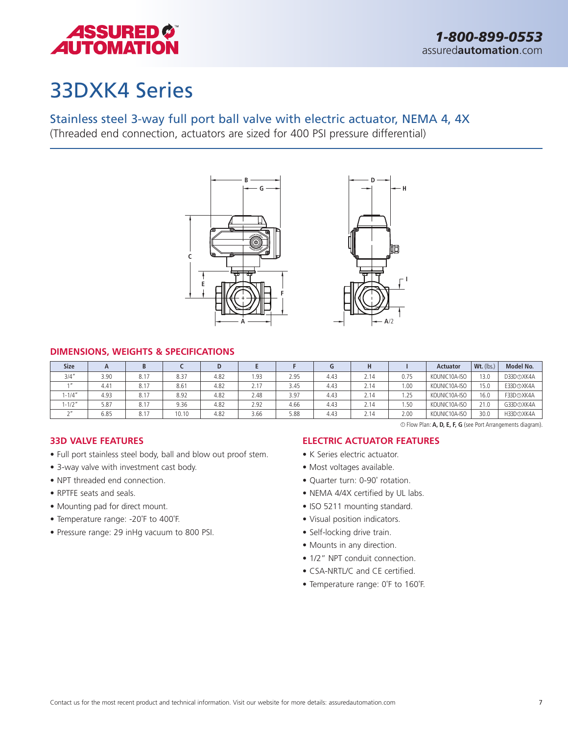# 33DXK4 Series

## Stainless steel 3-way full port ball valve with electric actuator, NEMA 4, 4X

(Threaded end connection, actuators are sized for 400 PSI pressure differential)

### DIMENSIONS, WEIGHTS & SPECIFICATIONS

| Size | A | B | C | D | E | F | G | H | I | Actuator | Wt. (lbs.) | Model No. |
|---|---|---|---|---|---|---|---|---|---|---|---|---|
| 3/4" | 3.90 | 8.17 | 8.37 | 4.82 | 1.93 | 2.95 | 4.43 | 2.14 | 0.75 | KOUNIC10A-ISO | 13.0 | D33D①XK4A |
| 1" | 4.41 | 8.17 | 8.61 | 4.82 | 2.17 | 3.45 | 4.43 | 2.14 | 1.00 | KOUNIC10A-ISO | 15.0 | E33D①XK4A |
| 1-1/4" | 4.93 | 8.17 | 8.92 | 4.82 | 2.48 | 3.97 | 4.43 | 2.14 | 1.25 | KOUNIC10A-ISO | 16.0 | F33D①XK4A |
| 1-1/2" | 5.87 | 8.17 | 9.36 | 4.82 | 2.92 | 4.66 | 4.43 | 2.14 | 1.50 | KOUNIC10A-ISO | 21.0 | G33D①XK4A |
| 2" | 6.85 | 8.17 | 10.10 | 4.82 | 3.66 | 5.88 | 4.43 | 2.14 | 2.00 | KOUNIC10A-ISO | 30.0 | H33D①XK4A |

① Flow Plan: **A, D, E, F, G** (see Port Arrangements diagram).

### 33D VALVE FEATURES

- Full port stainless steel body, ball and blow out proof stem.
- 3-way valve with investment cast body.
- NPT threaded end connection.
- RPTFE seats and seals.
- Mounting pad for direct mount.
- Temperature range: -20°F to 400°F.
- Pressure range: 29 inHg vacuum to 800 PSI.

### ELECTRIC ACTUATOR FEATURES

- K Series electric actuator.
- Most voltages available.
- Quarter turn: 0-90° rotation.
- NEMA 4/4X certified by UL labs.
- ISO 5211 mounting standard.
- Visual position indicators.
- Self-locking drive train.
- Mounts in any direction.
- 1/2" NPT conduit connection.
- CSA-NRTL/C and CE certified.
- Temperature range: 0°F to 160°F.

Contact us for the most recent product and technical information. Visit our website for more details: assuredautomation.com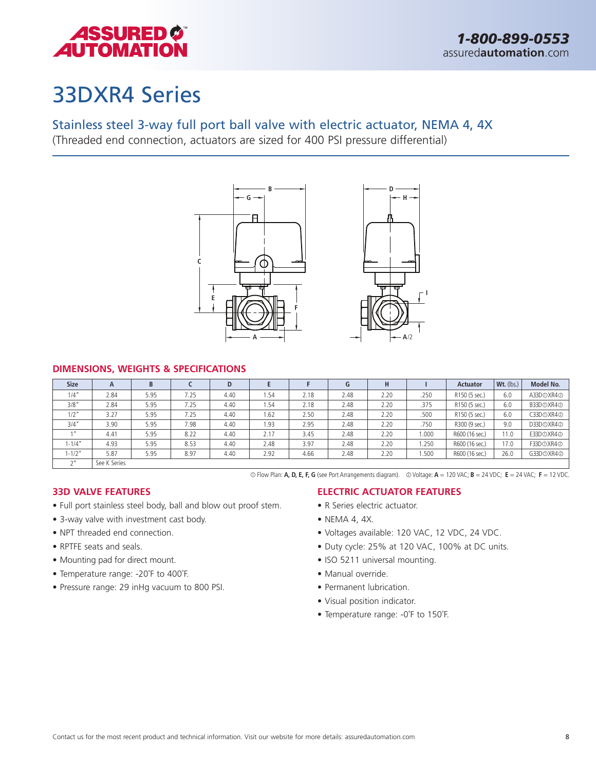# 33DXR4 Series

## Stainless steel 3-way full port ball valve with electric actuator, NEMA 4, 4X

(Threaded end connection, actuators are sized for 400 PSI pressure differential)

### DIMENSIONS, WEIGHTS & SPECIFICATIONS

| Size | A | B | C | D | E | F | G | H | I | Actuator | Wt. (lbs.) | Model No. |
|---|---|---|---|---|---|---|---|---|---|---|---|---|
| 1/4″ | 2.84 | 5.95 | 7.25 | 4.40 | 1.54 | 2.18 | 2.48 | 2.20 | .250 | R150 (5 sec.) | 6.0 | A33D①XR4② |
| 3/8″ | 2.84 | 5.95 | 7.25 | 4.40 | 1.54 | 2.18 | 2.48 | 2.20 | .375 | R150 (5 sec.) | 6.0 | B33D①XR4② |
| 1/2″ | 3.27 | 5.95 | 7.25 | 4.40 | 1.62 | 2.50 | 2.48 | 2.20 | .500 | R150 (5 sec.) | 6.0 | C33D①XR4② |
| 3/4″ | 3.90 | 5.95 | 7.98 | 4.40 | 1.93 | 2.95 | 2.48 | 2.20 | .750 | R300 (9 sec.) | 9.0 | D33D①XR4② |
| 1″ | 4.41 | 5.95 | 8.22 | 4.40 | 2.17 | 3.45 | 2.48 | 2.20 | 1.000 | R600 (16 sec.) | 11.0 | E33D①XR4② |
| 1-1/4″ | 4.93 | 5.95 | 8.53 | 4.40 | 2.48 | 3.97 | 2.48 | 2.20 | 1.250 | R600 (16 sec.) | 17.0 | F33D①XR4② |
| 1-1/2″ | 5.87 | 5.95 | 8.97 | 4.40 | 2.92 | 4.66 | 2.48 | 2.20 | 1.500 | R600 (16 sec.) | 26.0 | G33D①XR4② |
| 2″ | See K Series | | | | | | | | | | | |

① Flow Plan: **A, D, E, F, G** (see Port Arrangements diagram). ② Voltage: **A** = 120 VAC; **B** = 24 VDC; **E** = 24 VAC; **F** = 12 VDC.

### 33D VALVE FEATURES

- Full port stainless steel body, ball and blow out proof stem.
- 3-way valve with investment cast body.
- NPT threaded end connection.
- RPTFE seats and seals.
- Mounting pad for direct mount.
- Temperature range: -20˚F to 400˚F.
- Pressure range: 29 inHg vacuum to 800 PSI.

### ELECTRIC ACTUATOR FEATURES

- R Series electric actuator.
- NEMA 4, 4X.
- Voltages available: 120 VAC, 12 VDC, 24 VDC.
- Duty cycle: 25% at 120 VAC, 100% at DC units.
- ISO 5211 universal mounting.
- Manual override.
- Permanent lubrication.
- Visual position indicator.
- Temperature range: -0˚F to 150˚F.

Contact us for the most recent product and technical information. Visit our website for more details: assuredautomation.com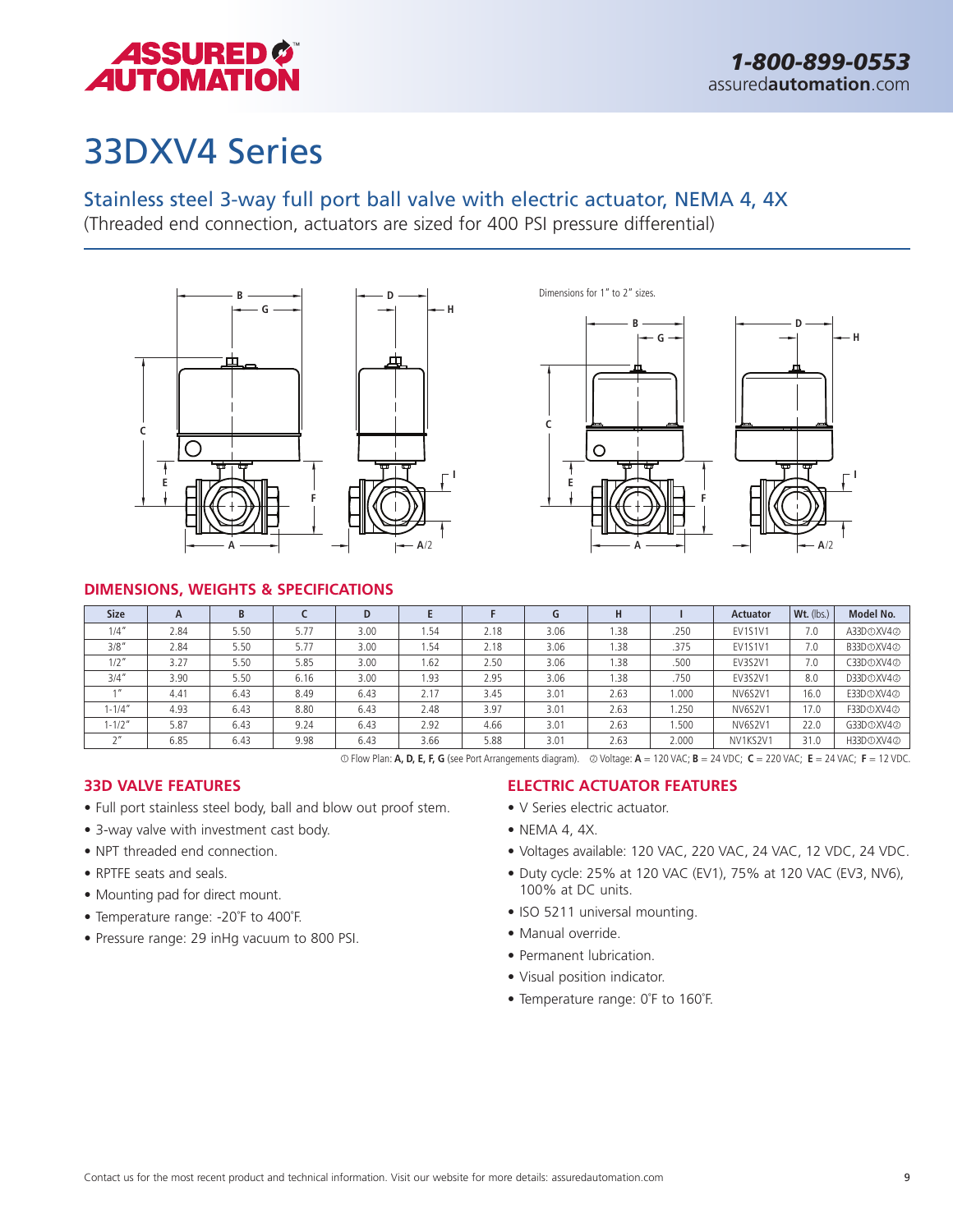# 33DXV4 Series

## Stainless steel 3-way full port ball valve with electric actuator, NEMA 4, 4X

(Threaded end connection, actuators are sized for 400 PSI pressure differential)

Dimensions for 1" to 2" sizes.

### DIMENSIONS, WEIGHTS & SPECIFICATIONS

| Size | A | B | C | D | E | F | G | H | I | Actuator | Wt. (lbs.) | Model No. |
|---|---|---|---|---|---|---|---|---|---|---|---|---|
| 1/4" | 2.84 | 5.50 | 5.77 | 3.00 | 1.54 | 2.18 | 3.06 | 1.38 | .250 | EV1S1V1 | 7.0 | A33D①XV4② |
| 3/8" | 2.84 | 5.50 | 5.77 | 3.00 | 1.54 | 2.18 | 3.06 | 1.38 | .375 | EV1S1V1 | 7.0 | B33D①XV4② |
| 1/2" | 3.27 | 5.50 | 5.85 | 3.00 | 1.62 | 2.50 | 3.06 | 1.38 | .500 | EV3S2V1 | 7.0 | C33D①XV4② |
| 3/4" | 3.90 | 5.50 | 6.16 | 3.00 | 1.93 | 2.95 | 3.06 | 1.38 | .750 | EV3S2V1 | 8.0 | D33D①XV4② |
| 1" | 4.41 | 6.43 | 8.49 | 6.43 | 2.17 | 3.45 | 3.01 | 2.63 | 1.000 | NV6S2V1 | 16.0 | E33D①XV4② |
| 1-1/4" | 4.93 | 6.43 | 8.80 | 6.43 | 2.48 | 3.97 | 3.01 | 2.63 | 1.250 | NV6S2V1 | 17.0 | F33D①XV4② |
| 1-1/2" | 5.87 | 6.43 | 9.24 | 6.43 | 2.92 | 4.66 | 3.01 | 2.63 | 1.500 | NV6S2V1 | 22.0 | G33D①XV4② |
| 2" | 6.85 | 6.43 | 9.98 | 6.43 | 3.66 | 5.88 | 3.01 | 2.63 | 2.000 | NV1KS2V1 | 31.0 | H33D①XV4② |

① Flow Plan: **A, D, E, F, G** (see Port Arrangements diagram). ② Voltage: **A** = 120 VAC; **B** = 24 VDC; **C** = 220 VAC; **E** = 24 VAC; **F** = 12 VDC.

### 33D VALVE FEATURES

- Full port stainless steel body, ball and blow out proof stem.
- 3-way valve with investment cast body.
- NPT threaded end connection.
- RPTFE seats and seals.
- Mounting pad for direct mount.
- Temperature range: -20˚F to 400˚F.
- Pressure range: 29 inHg vacuum to 800 PSI.

### ELECTRIC ACTUATOR FEATURES

- V Series electric actuator.
- NEMA 4, 4X.
- Voltages available: 120 VAC, 220 VAC, 24 VAC, 12 VDC, 24 VDC.
- Duty cycle: 25% at 120 VAC (EV1), 75% at 120 VAC (EV3, NV6), 100% at DC units.
- ISO 5211 universal mounting.
- Manual override.
- Permanent lubrication.
- Visual position indicator.
- Temperature range: 0˚F to 160˚F.

Contact us for the most recent product and technical information. Visit our website for more details: assuredautomation.com